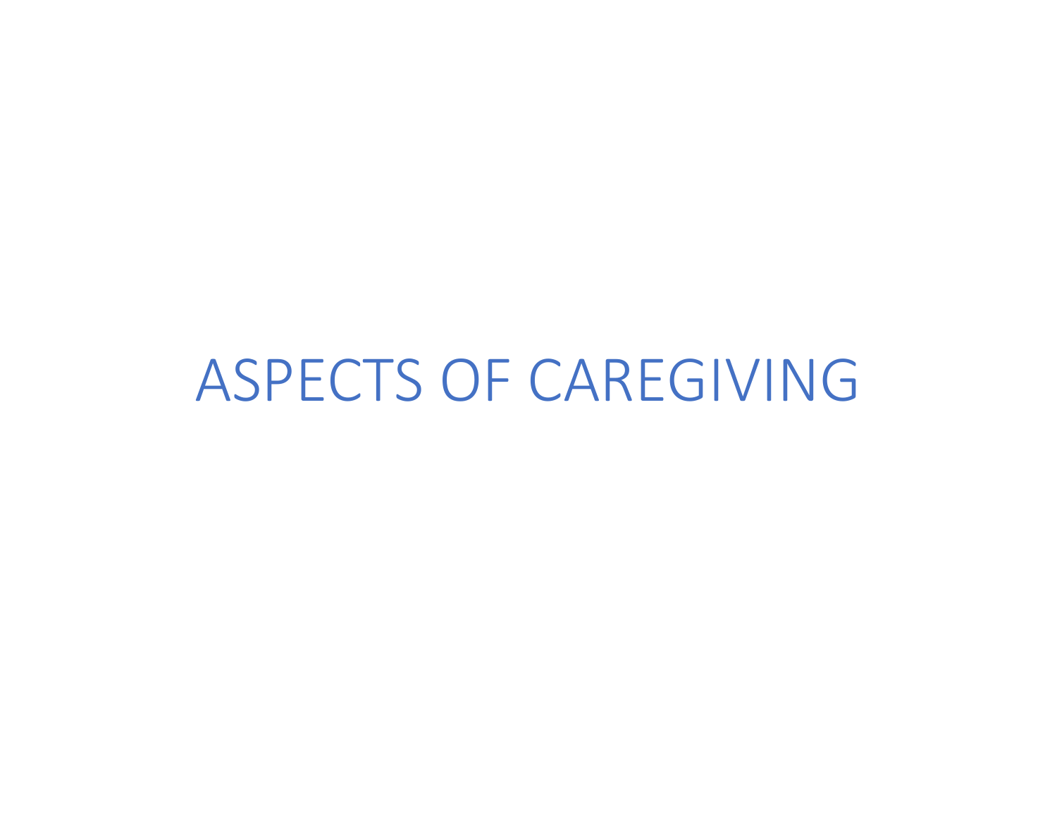# ASPECTS OF CAREGIVING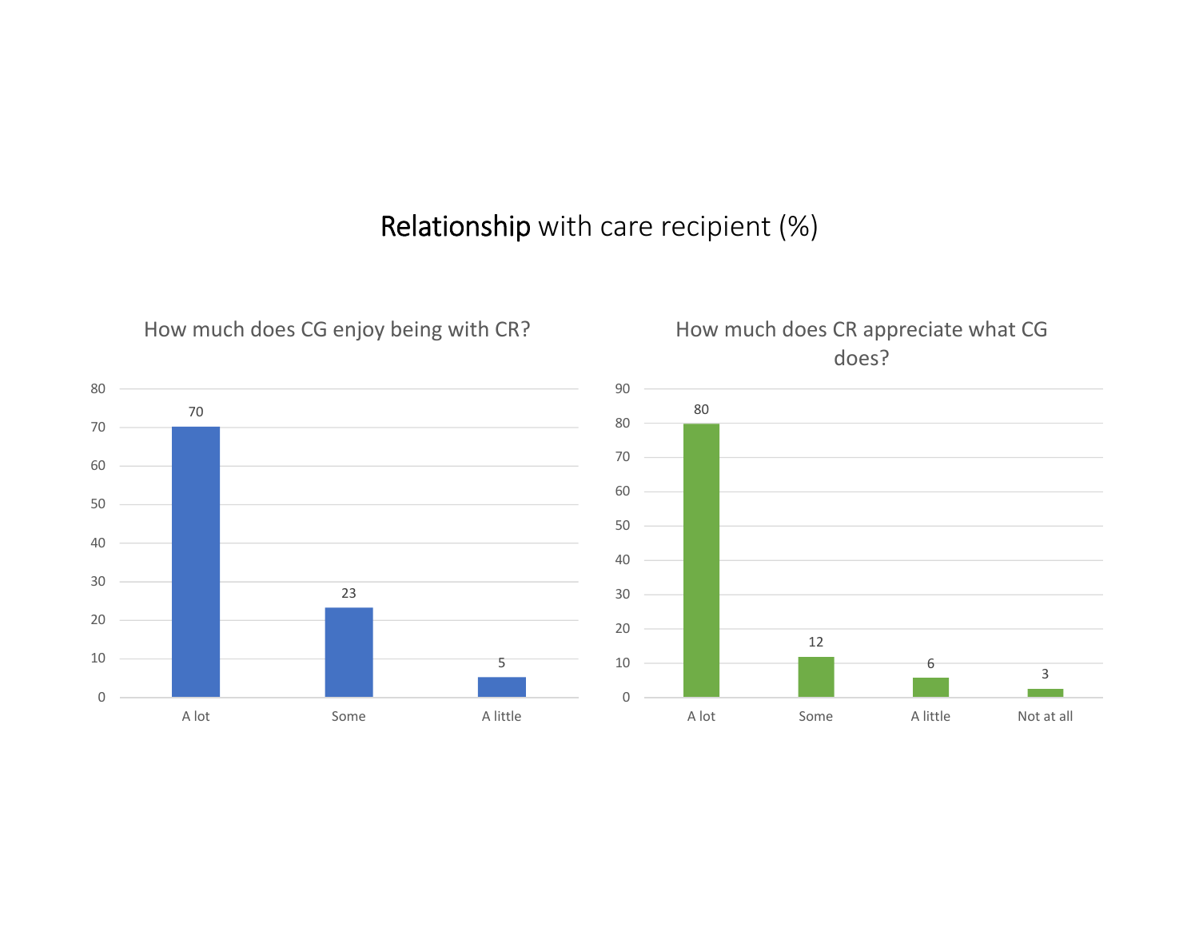# Relationship with care recipient (%)

## How much does CG enjoy being with CR?

| Response | % |
|---|---|
| A lot | 70 |
| Some | 23 |
| A little | 5 |

## How much does CR appreciate what CG does?

| Response | % |
|---|---|
| A lot | 80 |
| Some | 12 |
| A little | 6 |
| Not at all | 3 |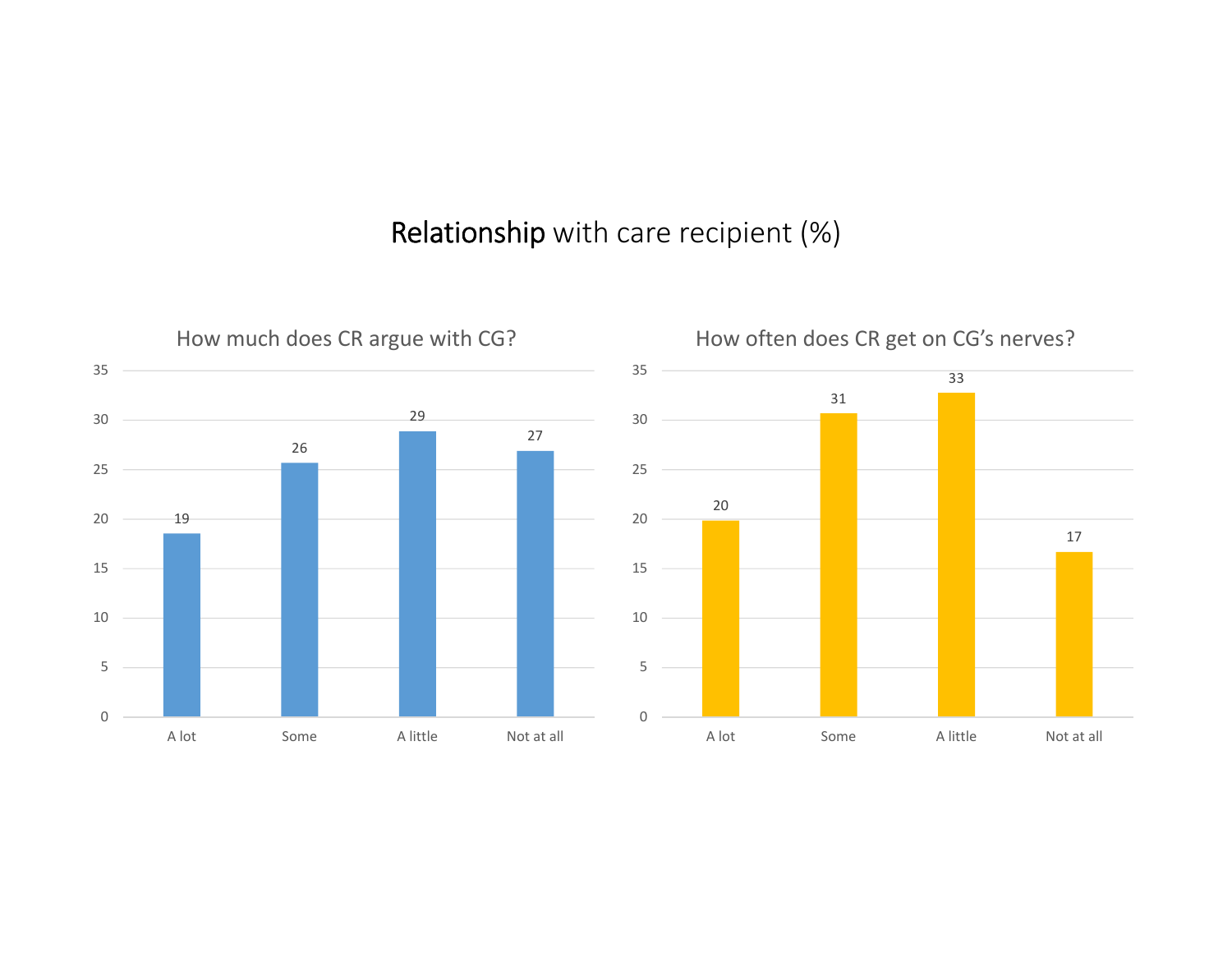# Relationship with care recipient (%)

## How much does CR argue with CG?

| A lot | Some | A little | Not at all |
| --- | --- | --- | --- |
| 19 | 26 | 29 | 27 |

## How often does CR get on CG's nerves?

| A lot | Some | A little | Not at all |
| --- | --- | --- | --- |
| 20 | 31 | 33 | 17 |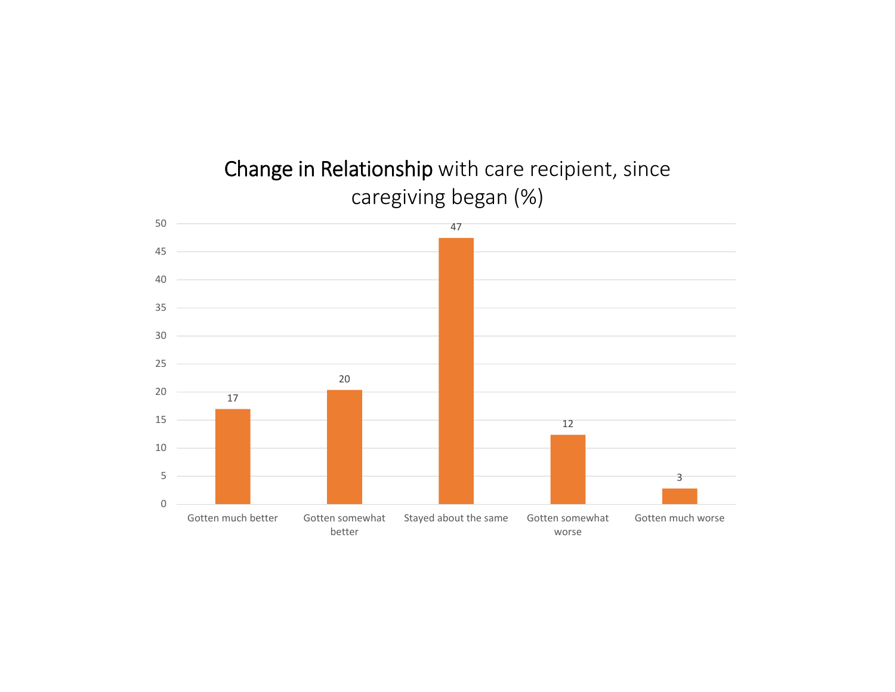## Change in Relationship with care recipient, since caregiving began (%)

| Change in relationship | % |
|---|---|
| Gotten much better | 17 |
| Gotten somewhat better | 20 |
| Stayed about the same | 47 |
| Gotten somewhat worse | 12 |
| Gotten much worse | 3 |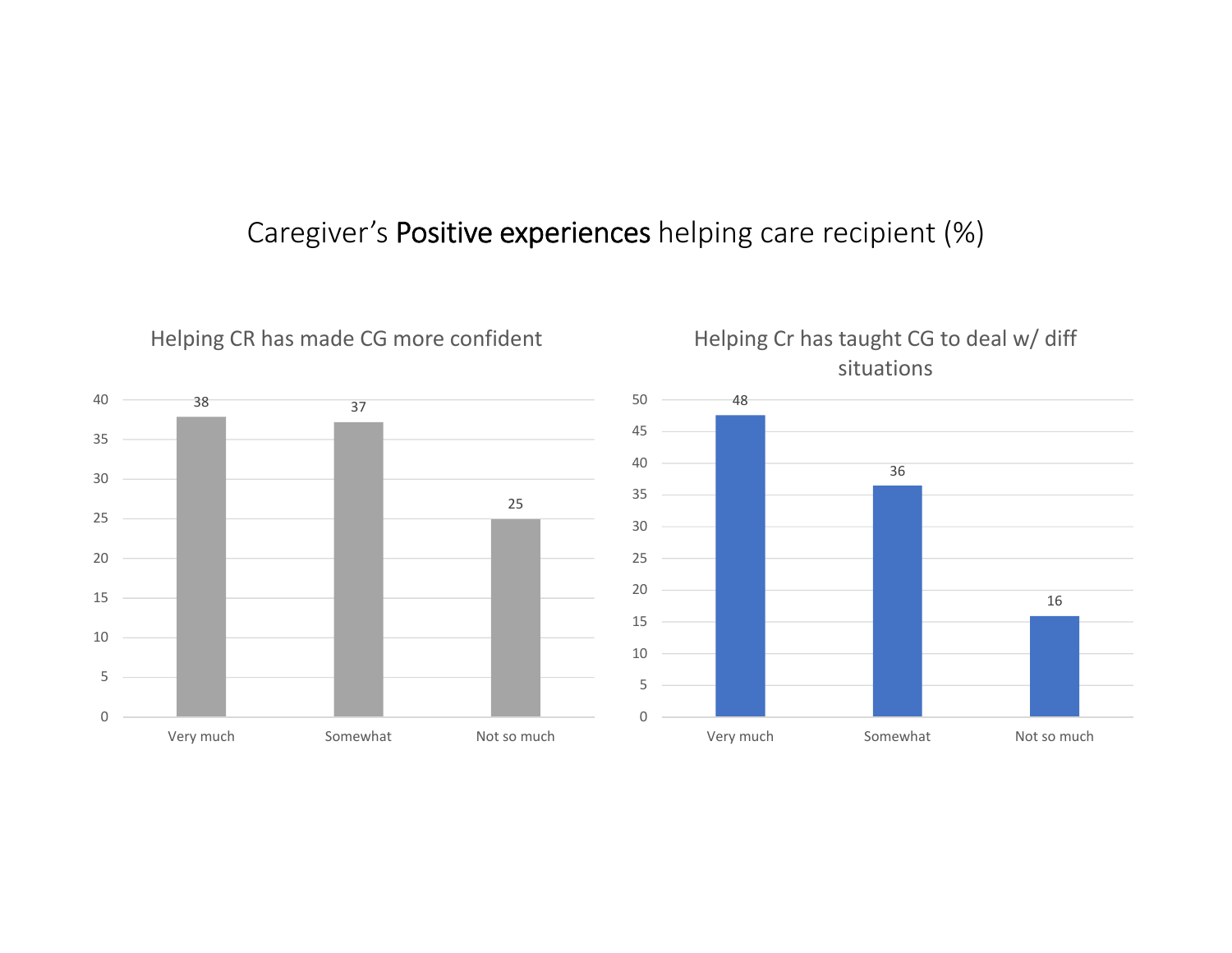# Caregiver's **Positive experiences** helping care recipient (%)

## Helping CR has made CG more confident

| Response | % |
| --- | --- |
| Very much | 38 |
| Somewhat | 37 |
| Not so much | 25 |

## Helping Cr has taught CG to deal w/ diff situations

| Response | % |
| --- | --- |
| Very much | 48 |
| Somewhat | 36 |
| Not so much | 16 |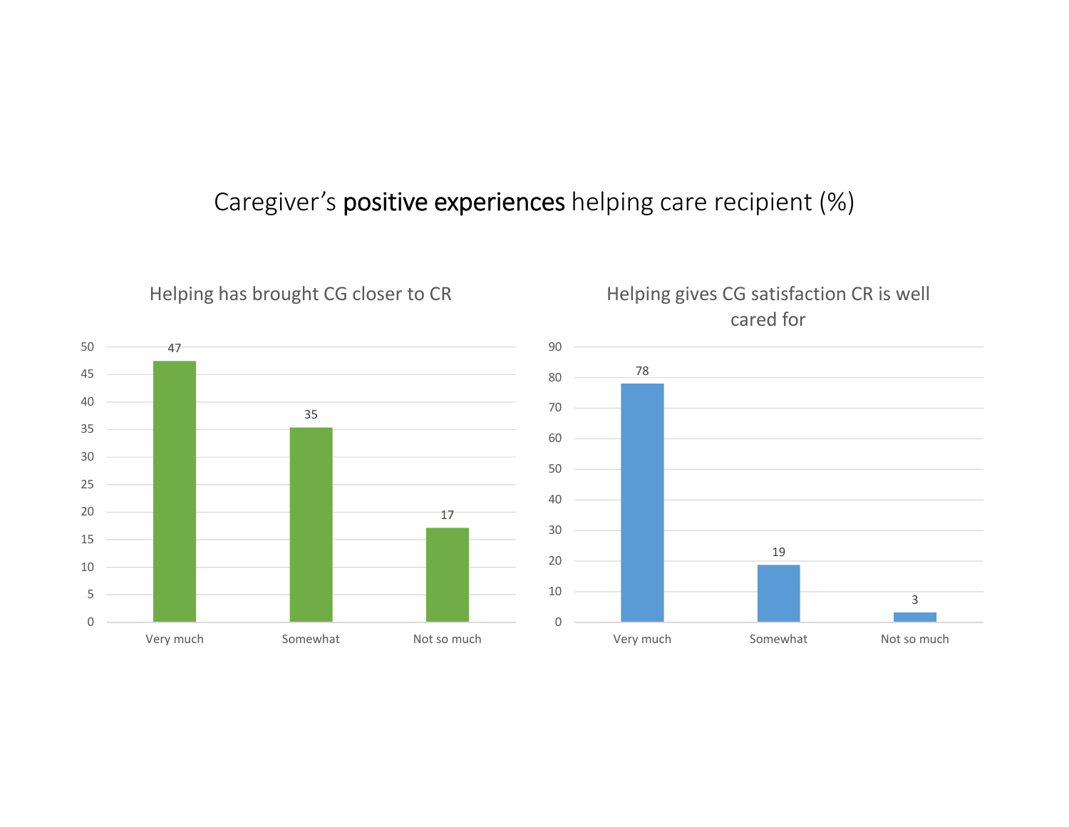# Caregiver's **positive experiences** helping care recipient (%)

## Helping has brought CG closer to CR

| Response | % |
|---|---|
| Very much | 47 |
| Somewhat | 35 |
| Not so much | 17 |

## Helping gives CG satisfaction CR is well cared for

| Response | % |
|---|---|
| Very much | 78 |
| Somewhat | 19 |
| Not so much | 3 |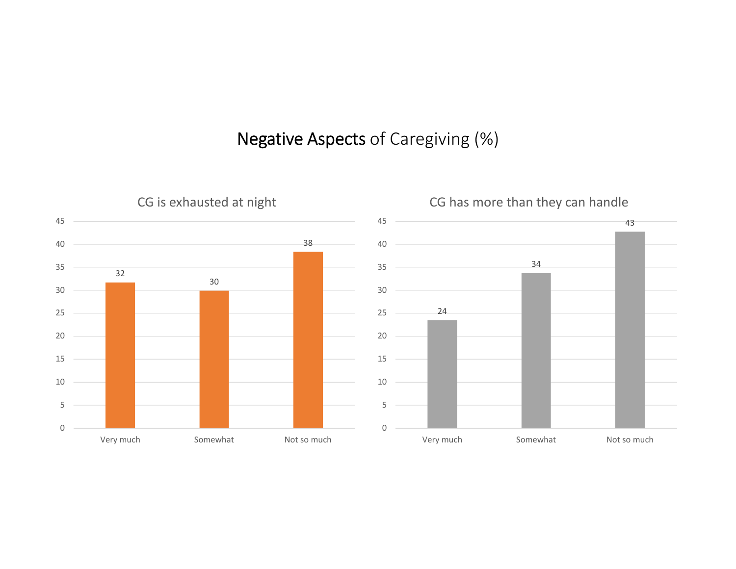# Negative Aspects of Caregiving (%)

## CG is exhausted at night

| Response | % |
| --- | --- |
| Very much | 32 |
| Somewhat | 30 |
| Not so much | 38 |

## CG has more than they can handle

| Response | % |
| --- | --- |
| Very much | 24 |
| Somewhat | 34 |
| Not so much | 43 |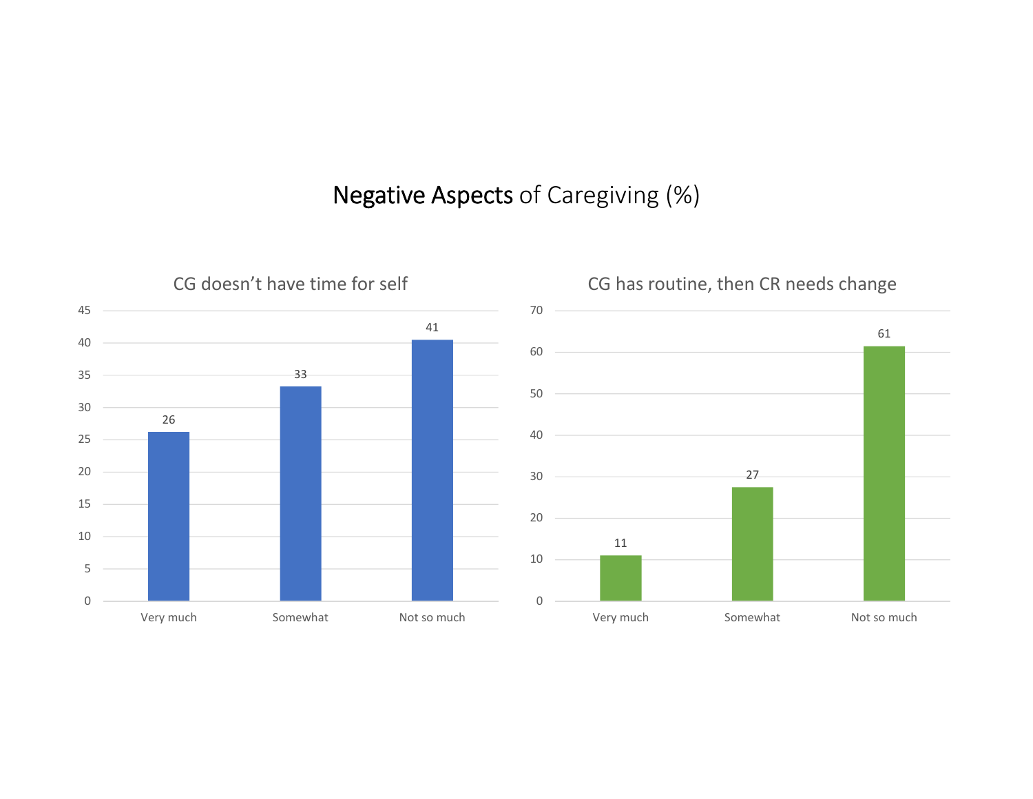# Negative Aspects of Caregiving (%)

## CG doesn't have time for self

| Response | % |
|---|---|
| Very much | 26 |
| Somewhat | 33 |
| Not so much | 41 |

## CG has routine, then CR needs change

| Response | % |
|---|---|
| Very much | 11 |
| Somewhat | 27 |
| Not so much | 61 |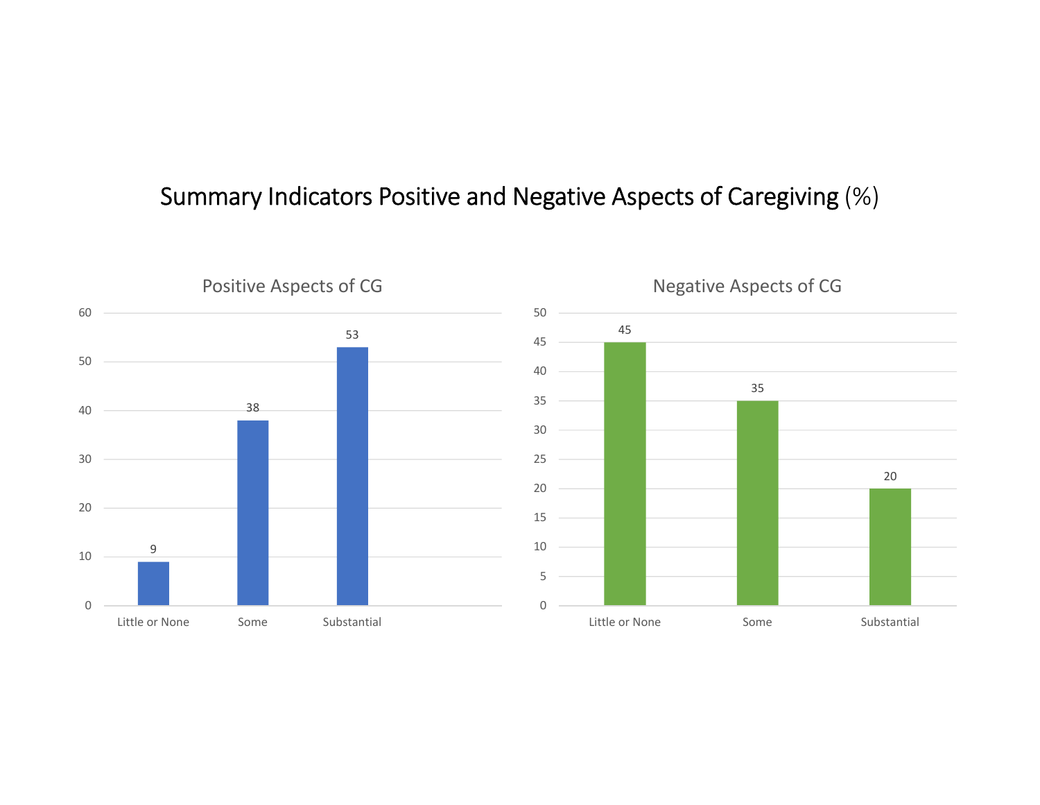# Summary Indicators Positive and Negative Aspects of Caregiving (%)

## Positive Aspects of CG

| | Little or None | Some | Substantial |
|---|---|---|---|
| % | 9 | 38 | 53 |

## Negative Aspects of CG

| | Little or None | Some | Substantial |
|---|---|---|---|
| % | 45 | 35 | 20 |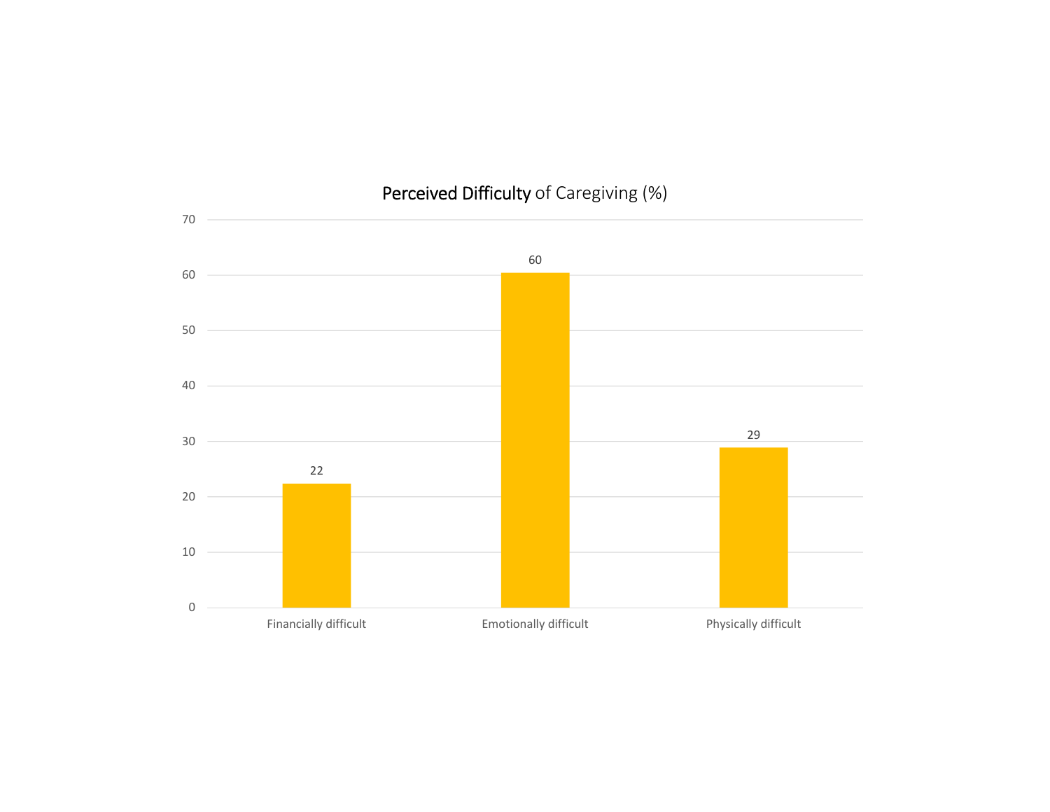## Perceived Difficulty of Caregiving (%)

| Category | Value |
| --- | --- |
| Financially difficult | 22 |
| Emotionally difficult | 60 |
| Physically difficult | 29 |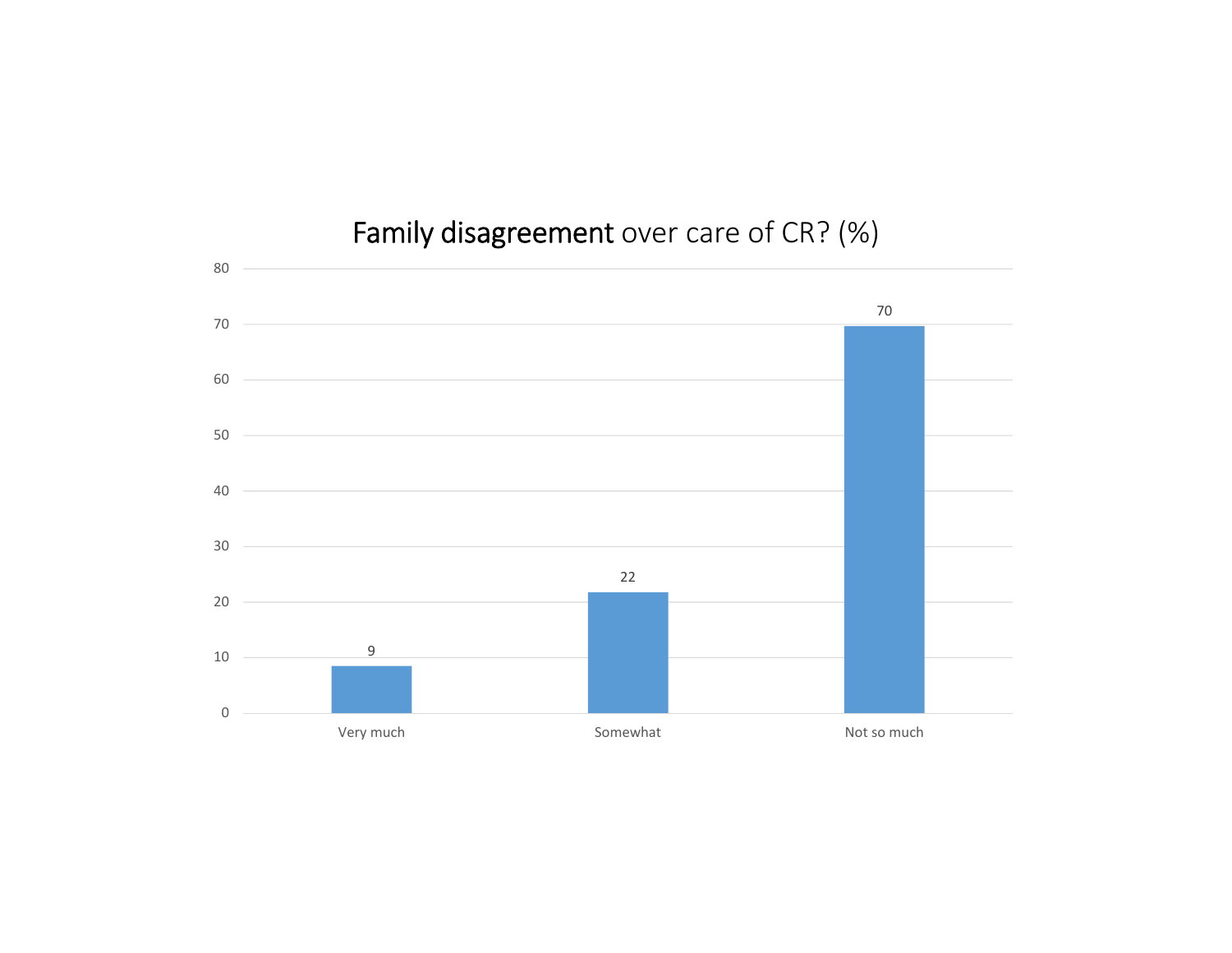Family disagreement over care of CR? (%)

80

70

60

50

40

30

20

10

0

9

22

70

Very much

Somewhat

Not so much